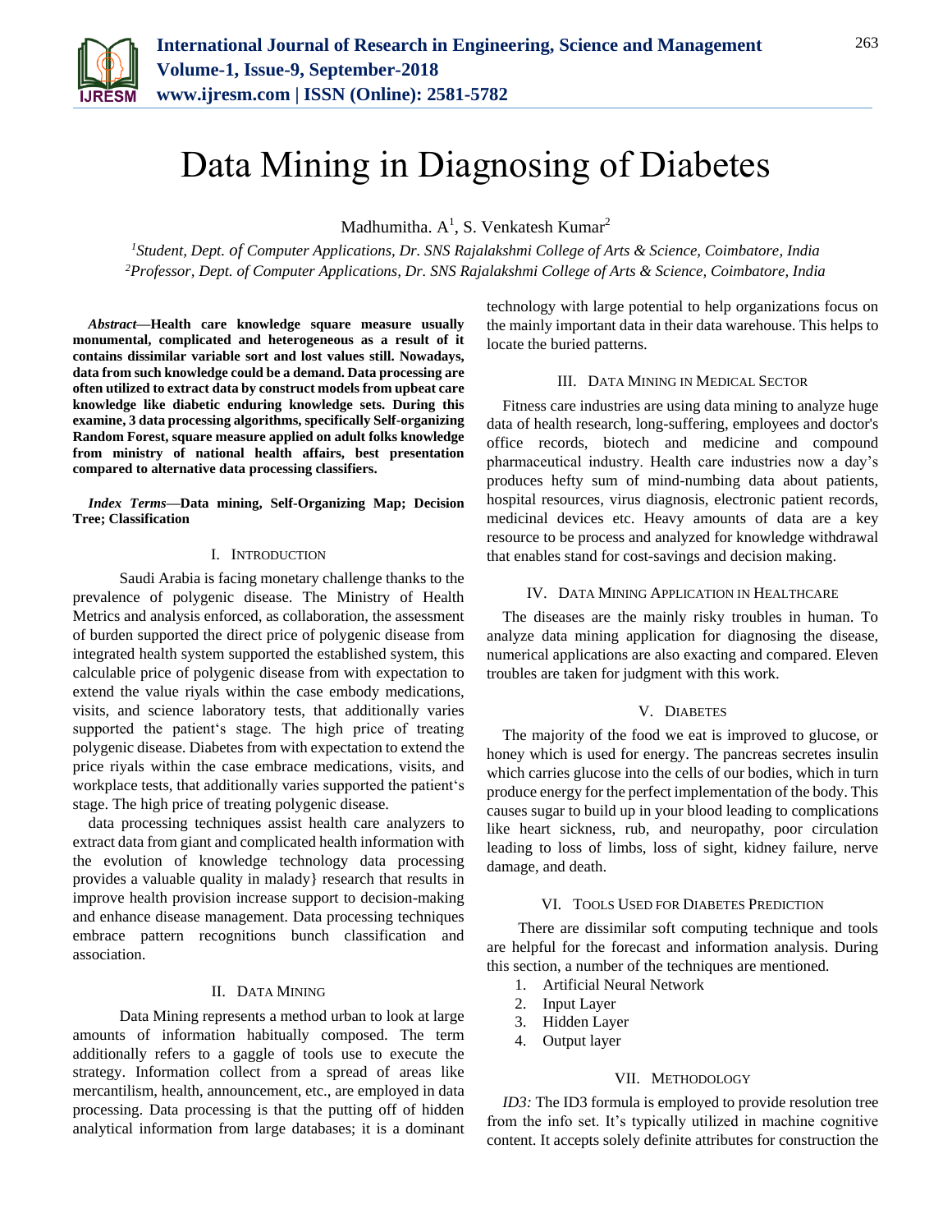# Data Mining in Diagnosing of Diabetes

Madhumitha. A[1], S. Venkatesh Kumar[2]

[1]*Student, Dept. of Computer Applications, Dr. SNS Rajalakshmi College of Arts & Science, Coimbatore, India*
[2]*Professor, Dept. of Computer Applications, Dr. SNS Rajalakshmi College of Arts & Science, Coimbatore, India*

***Abstract*—Health care knowledge square measure usually monumental, complicated and heterogeneous as a result of it contains dissimilar variable sort and lost values still. Nowadays, data from such knowledge could be a demand. Data processing are often utilized to extract data by construct models from upbeat care knowledge like diabetic enduring knowledge sets. During this examine, 3 data processing algorithms, specifically Self-organizing Random Forest, square measure applied on adult folks knowledge from ministry of national health affairs, best presentation compared to alternative data processing classifiers.**

***Index Terms*—Data mining, Self-Organizing Map; Decision Tree; Classification**

## I. Introduction

Saudi Arabia is facing monetary challenge thanks to the prevalence of polygenic disease. The Ministry of Health Metrics and analysis enforced, as collaboration, the assessment of burden supported the direct price of polygenic disease from integrated health system supported the established system, this calculable price of polygenic disease from with expectation to extend the value riyals within the case embody medications, visits, and science laboratory tests, that additionally varies supported the patient's stage. The high price of treating polygenic disease. Diabetes from with expectation to extend the price riyals within the case embrace medications, visits, and workplace tests, that additionally varies supported the patient's stage. The high price of treating polygenic disease.

data processing techniques assist health care analyzers to extract data from giant and complicated health information with the evolution of knowledge technology data processing provides a valuable quality in malady} research that results in improve health provision increase support to decision-making and enhance disease management. Data processing techniques embrace pattern recognitions bunch classification and association.

## II. Data Mining

Data Mining represents a method urban to look at large amounts of information habitually composed. The term additionally refers to a gaggle of tools use to execute the strategy. Information collect from a spread of areas like mercantilism, health, announcement, etc., are employed in data processing. Data processing is that the putting off of hidden analytical information from large databases; it is a dominant technology with large potential to help organizations focus on the mainly important data in their data warehouse. This helps to locate the buried patterns.

## III. Data Mining in Medical Sector

Fitness care industries are using data mining to analyze huge data of health research, long-suffering, employees and doctor's office records, biotech and medicine and compound pharmaceutical industry. Health care industries now a day's produces hefty sum of mind-numbing data about patients, hospital resources, virus diagnosis, electronic patient records, medicinal devices etc. Heavy amounts of data are a key resource to be process and analyzed for knowledge withdrawal that enables stand for cost-savings and decision making.

## IV. Data Mining Application in Healthcare

The diseases are the mainly risky troubles in human. To analyze data mining application for diagnosing the disease, numerical applications are also exacting and compared. Eleven troubles are taken for judgment with this work.

## V. Diabetes

The majority of the food we eat is improved to glucose, or honey which is used for energy. The pancreas secretes insulin which carries glucose into the cells of our bodies, which in turn produce energy for the perfect implementation of the body. This causes sugar to build up in your blood leading to complications like heart sickness, rub, and neuropathy, poor circulation leading to loss of limbs, loss of sight, kidney failure, nerve damage, and death.

## VI. Tools Used for Diabetes Prediction

There are dissimilar soft computing technique and tools are helpful for the forecast and information analysis. During this section, a number of the techniques are mentioned.

1. Artificial Neural Network
2. Input Layer
3. Hidden Layer
4. Output layer

## VII. Methodology

*ID3:* The ID3 formula is employed to provide resolution tree from the info set. It's typically utilized in machine cognitive content. It accepts solely definite attributes for construction the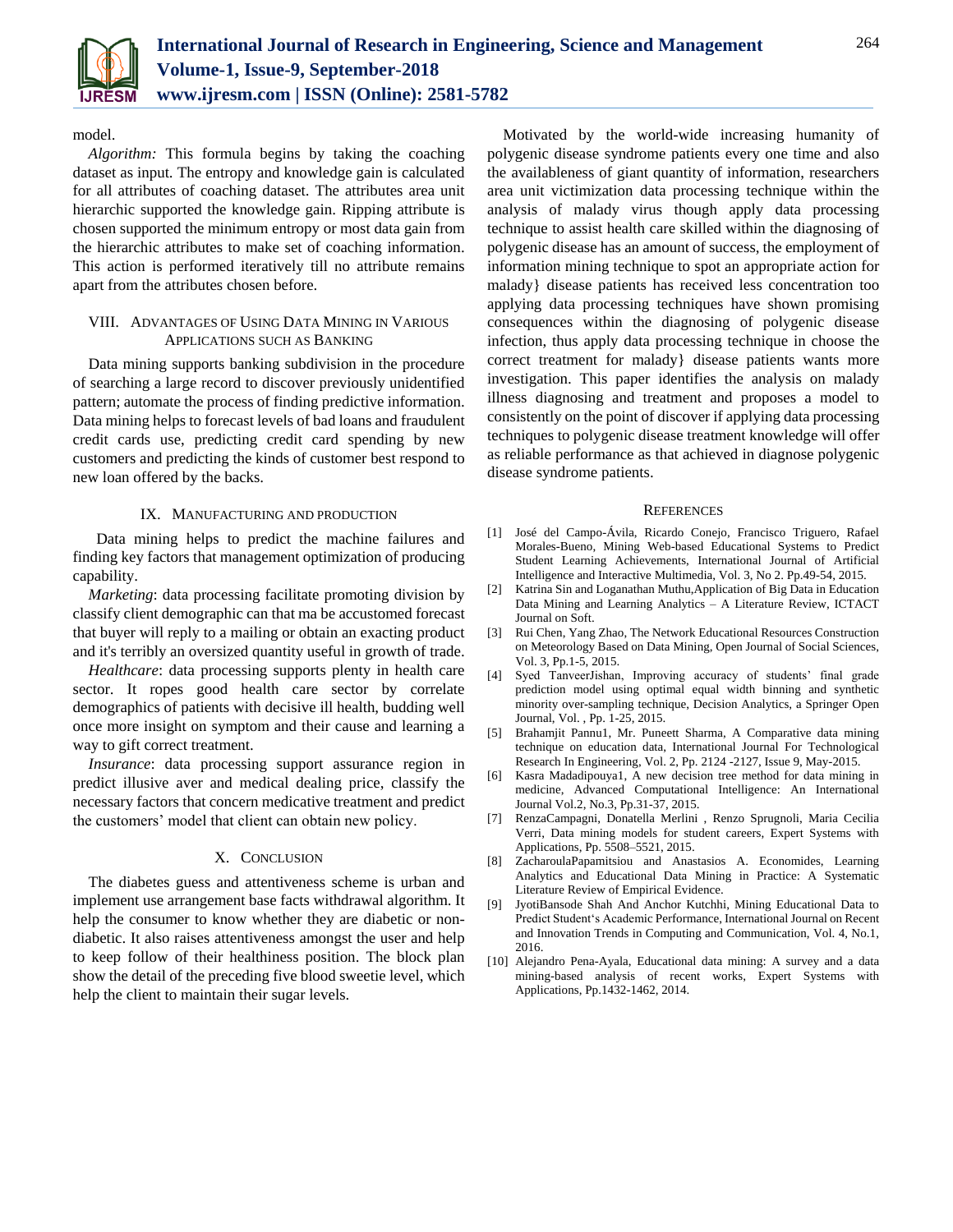model.

*Algorithm:* This formula begins by taking the coaching dataset as input. The entropy and knowledge gain is calculated for all attributes of coaching dataset. The attributes area unit hierarchic supported the knowledge gain. Ripping attribute is chosen supported the minimum entropy or most data gain from the hierarchic attributes to make set of coaching information. This action is performed iteratively till no attribute remains apart from the attributes chosen before.

## VIII. Advantages of Using Data Mining in Various Applications such as Banking

Data mining supports banking subdivision in the procedure of searching a large record to discover previously unidentified pattern; automate the process of finding predictive information. Data mining helps to forecast levels of bad loans and fraudulent credit cards use, predicting credit card spending by new customers and predicting the kinds of customer best respond to new loan offered by the backs.

## IX. Manufacturing and production

Data mining helps to predict the machine failures and finding key factors that management optimization of producing capability.

*Marketing*: data processing facilitate promoting division by classify client demographic can that ma be accustomed forecast that buyer will reply to a mailing or obtain an exacting product and it's terribly an oversized quantity useful in growth of trade.

*Healthcare*: data processing supports plenty in health care sector. It ropes good health care sector by correlate demographics of patients with decisive ill health, budding well once more insight on symptom and their cause and learning a way to gift correct treatment.

*Insurance*: data processing support assurance region in predict illusive aver and medical dealing price, classify the necessary factors that concern medicative treatment and predict the customers' model that client can obtain new policy.

## X. Conclusion

The diabetes guess and attentiveness scheme is urban and implement use arrangement base facts withdrawal algorithm. It help the consumer to know whether they are diabetic or non-diabetic. It also raises attentiveness amongst the user and help to keep follow of their healthiness position. The block plan show the detail of the preceding five blood sweetie level, which help the client to maintain their sugar levels.

Motivated by the world-wide increasing humanity of polygenic disease syndrome patients every one time and also the availableness of giant quantity of information, researchers area unit victimization data processing technique within the analysis of malady virus though apply data processing technique to assist health care skilled within the diagnosing of polygenic disease has an amount of success, the employment of information mining technique to spot an appropriate action for malady} disease patients has received less concentration too applying data processing techniques have shown promising consequences within the diagnosing of polygenic disease infection, thus apply data processing technique in choose the correct treatment for malady} disease patients wants more investigation. This paper identifies the analysis on malady illness diagnosing and treatment and proposes a model to consistently on the point of discover if applying data processing techniques to polygenic disease treatment knowledge will offer as reliable performance as that achieved in diagnose polygenic disease syndrome patients.

## References

[1] José del Campo-Ávila, Ricardo Conejo, Francisco Triguero, Rafael Morales-Bueno, Mining Web-based Educational Systems to Predict Student Learning Achievements, International Journal of Artificial Intelligence and Interactive Multimedia, Vol. 3, No 2. Pp.49-54, 2015.

[2] Katrina Sin and Loganathan Muthu,Application of Big Data in Education Data Mining and Learning Analytics – A Literature Review, ICTACT Journal on Soft.

[3] Rui Chen, Yang Zhao, The Network Educational Resources Construction on Meteorology Based on Data Mining, Open Journal of Social Sciences, Vol. 3, Pp.1-5, 2015.

[4] Syed TanveerJishan, Improving accuracy of students' final grade prediction model using optimal equal width binning and synthetic minority over-sampling technique, Decision Analytics, a Springer Open Journal, Vol. , Pp. 1-25, 2015.

[5] Brahamjit Pannu1, Mr. Puneett Sharma, A Comparative data mining technique on education data, International Journal For Technological Research In Engineering, Vol. 2, Pp. 2124 -2127, Issue 9, May-2015.

[6] Kasra Madadipouya1, A new decision tree method for data mining in medicine, Advanced Computational Intelligence: An International Journal Vol.2, No.3, Pp.31-37, 2015.

[7] RenzaCampagni, Donatella Merlini , Renzo Sprugnoli, Maria Cecilia Verri, Data mining models for student careers, Expert Systems with Applications, Pp. 5508–5521, 2015.

[8] ZacharoulaPapamitsiou and Anastasios A. Economides, Learning Analytics and Educational Data Mining in Practice: A Systematic Literature Review of Empirical Evidence.

[9] JyotiBansode Shah And Anchor Kutchhi, Mining Educational Data to Predict Student's Academic Performance, International Journal on Recent and Innovation Trends in Computing and Communication, Vol. 4, No.1, 2016.

[10] Alejandro Pena-Ayala, Educational data mining: A survey and a data mining-based analysis of recent works, Expert Systems with Applications, Pp.1432-1462, 2014.